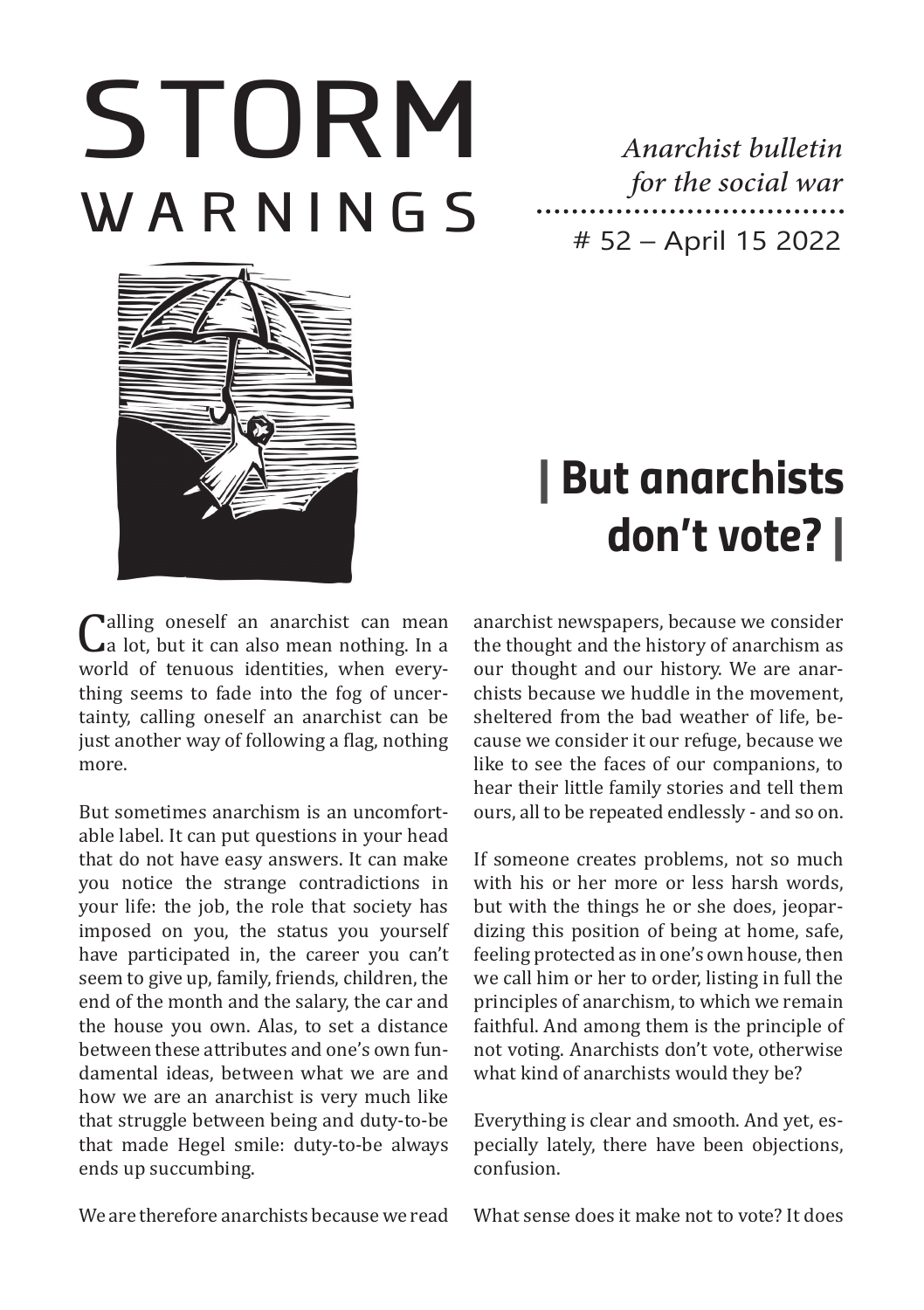# STORM WARNINGS

*Anarchist bulletin for the social war*

\# 52 – April 15 2022

## | But anarchists don't vote? |

Calling oneself an anarchist can mean a lot, but it can also mean nothing. In a world of tenuous identities, when everything seems to fade into the fog of uncertainty, calling oneself an anarchist can be just another way of following a flag, nothing more.

But sometimes anarchism is an uncomfortable label. It can put questions in your head that do not have easy answers. It can make you notice the strange contradictions in your life: the job, the role that society has imposed on you, the status you yourself have participated in, the career you can't seem to give up, family, friends, children, the end of the month and the salary, the car and the house you own. Alas, to set a distance between these attributes and one's own fundamental ideas, between what we are and how we are an anarchist is very much like that struggle between being and duty-to-be that made Hegel smile: duty-to-be always ends up succumbing.

We are therefore anarchists because we read anarchist newspapers, because we consider the thought and the history of anarchism as our thought and our history. We are anarchists because we huddle in the movement, sheltered from the bad weather of life, because we consider it our refuge, because we like to see the faces of our companions, to hear their little family stories and tell them ours, all to be repeated endlessly - and so on.

If someone creates problems, not so much with his or her more or less harsh words, but with the things he or she does, jeopardizing this position of being at home, safe, feeling protected as in one's own house, then we call him or her to order, listing in full the principles of anarchism, to which we remain faithful. And among them is the principle of not voting. Anarchists don't vote, otherwise what kind of anarchists would they be?

Everything is clear and smooth. And yet, especially lately, there have been objections, confusion.

What sense does it make not to vote? It does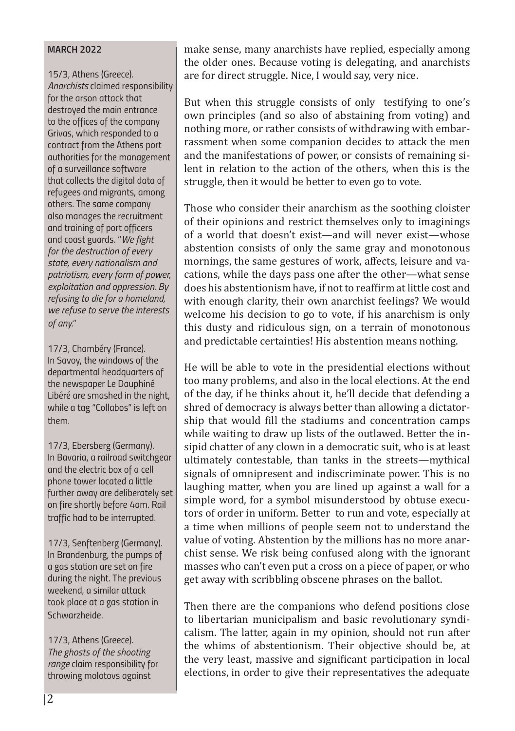**MARCH 2022**

15/3, Athens (Greece). *Anarchists* claimed responsibility for the arson attack that destroyed the main entrance to the offices of the company Grivas, which responded to a contract from the Athens port authorities for the management of a surveillance software that collects the digital data of refugees and migrants, among others. The same company also manages the recruitment and training of port officers and coast guards. "*We fight for the destruction of every state, every nationalism and patriotism, every form of power, exploitation and oppression. By refusing to die for a homeland, we refuse to serve the interests of any.*"

17/3, Chambéry (France). In Savoy, the windows of the departmental headquarters of the newspaper Le Dauphiné Libéré are smashed in the night, while a tag "Collabos" is left on them.

17/3, Ebersberg (Germany). In Bavaria, a railroad switchgear and the electric box of a cell phone tower located a little further away are deliberately set on fire shortly before 4am. Rail traffic had to be interrupted.

17/3, Senftenberg (Germany). In Brandenburg, the pumps of a gas station are set on fire during the night. The previous weekend, a similar attack took place at a gas station in Schwarzheide.

17/3, Athens (Greece). *The ghosts of the shooting range* claim responsibility for throwing molotovs against

make sense, many anarchists have replied, especially among the older ones. Because voting is delegating, and anarchists are for direct struggle. Nice, I would say, very nice.

But when this struggle consists of only testifying to one's own principles (and so also of abstaining from voting) and nothing more, or rather consists of withdrawing with embarrassment when some companion decides to attack the men and the manifestations of power, or consists of remaining silent in relation to the action of the others, when this is the struggle, then it would be better to even go to vote.

Those who consider their anarchism as the soothing cloister of their opinions and restrict themselves only to imaginings of a world that doesn't exist—and will never exist—whose abstention consists of only the same gray and monotonous mornings, the same gestures of work, affects, leisure and vacations, while the days pass one after the other—what sense does his abstentionism have, if not to reaffirm at little cost and with enough clarity, their own anarchist feelings? We would welcome his decision to go to vote, if his anarchism is only this dusty and ridiculous sign, on a terrain of monotonous and predictable certainties! His abstention means nothing.

He will be able to vote in the presidential elections without too many problems, and also in the local elections. At the end of the day, if he thinks about it, he'll decide that defending a shred of democracy is always better than allowing a dictatorship that would fill the stadiums and concentration camps while waiting to draw up lists of the outlawed. Better the insipid chatter of any clown in a democratic suit, who is at least ultimately contestable, than tanks in the streets—mythical signals of omnipresent and indiscriminate power. This is no laughing matter, when you are lined up against a wall for a simple word, for a symbol misunderstood by obtuse executors of order in uniform. Better to run and vote, especially at a time when millions of people seem not to understand the value of voting. Abstention by the millions has no more anarchist sense. We risk being confused along with the ignorant masses who can't even put a cross on a piece of paper, or who get away with scribbling obscene phrases on the ballot.

Then there are the companions who defend positions close to libertarian municipalism and basic revolutionary syndicalism. The latter, again in my opinion, should not run after the whims of abstentionism. Their objective should be, at the very least, massive and significant participation in local elections, in order to give their representatives the adequate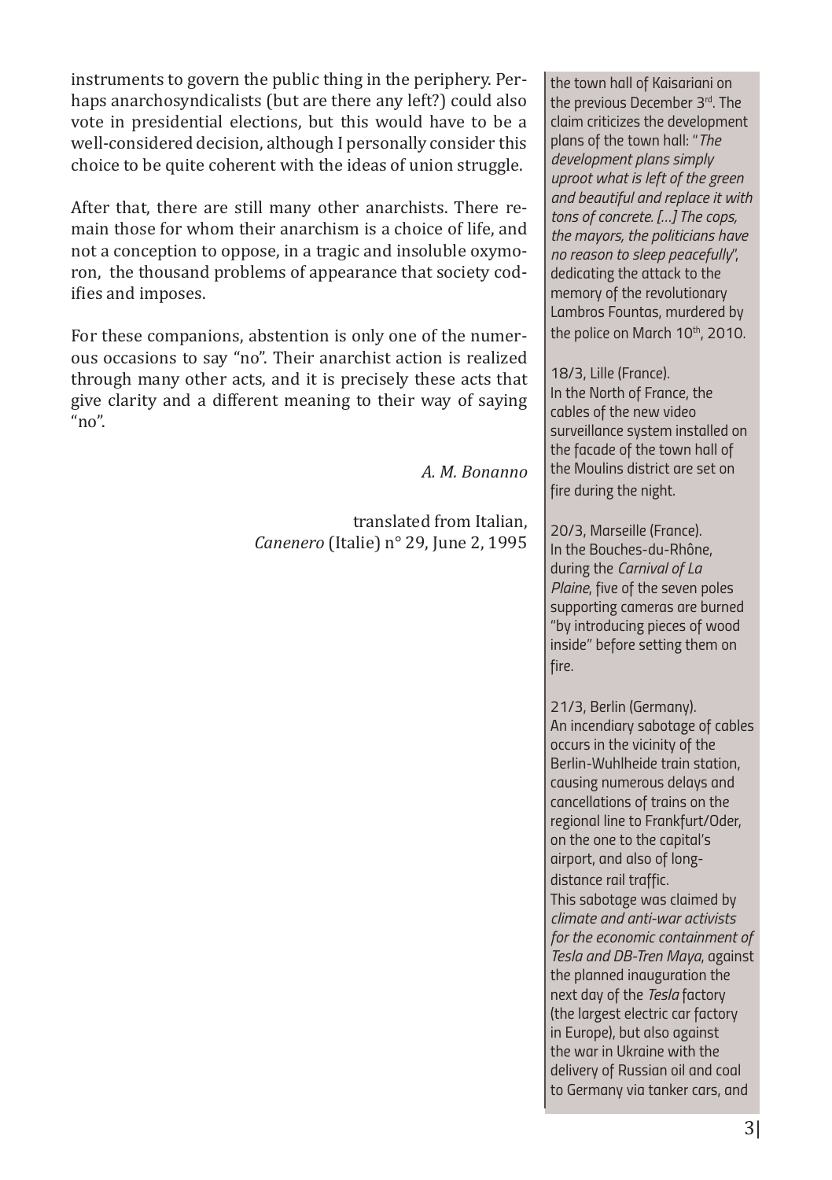instruments to govern the public thing in the periphery. Perhaps anarchosyndicalists (but are there any left?) could also vote in presidential elections, but this would have to be a well-considered decision, although I personally consider this choice to be quite coherent with the ideas of union struggle.

After that, there are still many other anarchists. There remain those for whom their anarchism is a choice of life, and not a conception to oppose, in a tragic and insoluble oxymoron, the thousand problems of appearance that society codifies and imposes.

For these companions, abstention is only one of the numerous occasions to say "no". Their anarchist action is realized through many other acts, and it is precisely these acts that give clarity and a different meaning to their way of saying "no".

*A. M. Bonanno*

translated from Italian,
*Canenero* (Italie) n° 29, June 2, 1995

---

the town hall of Kaisariani on the previous December 3rd. The claim criticizes the development plans of the town hall: "*The development plans simply uproot what is left of the green and beautiful and replace it with tons of concrete. [...] The cops, the mayors, the politicians have no reason to sleep peacefully*", dedicating the attack to the memory of the revolutionary Lambros Fountas, murdered by the police on March 10th, 2010.

18/3, Lille (France).
In the North of France, the cables of the new video surveillance system installed on the facade of the town hall of the Moulins district are set on fire during the night.

20/3, Marseille (France).
In the Bouches-du-Rhône, during the *Carnival of La Plaine*, five of the seven poles supporting cameras are burned "by introducing pieces of wood inside" before setting them on fire.

21/3, Berlin (Germany).
An incendiary sabotage of cables occurs in the vicinity of the Berlin-Wuhlheide train station, causing numerous delays and cancellations of trains on the regional line to Frankfurt/Oder, on the one to the capital's airport, and also of long-distance rail traffic.
This sabotage was claimed by *climate and anti-war activists for the economic containment of Tesla and DB-Tren Maya*, against the planned inauguration the next day of the *Tesla* factory (the largest electric car factory in Europe), but also against the war in Ukraine with the delivery of Russian oil and coal to Germany via tanker cars, and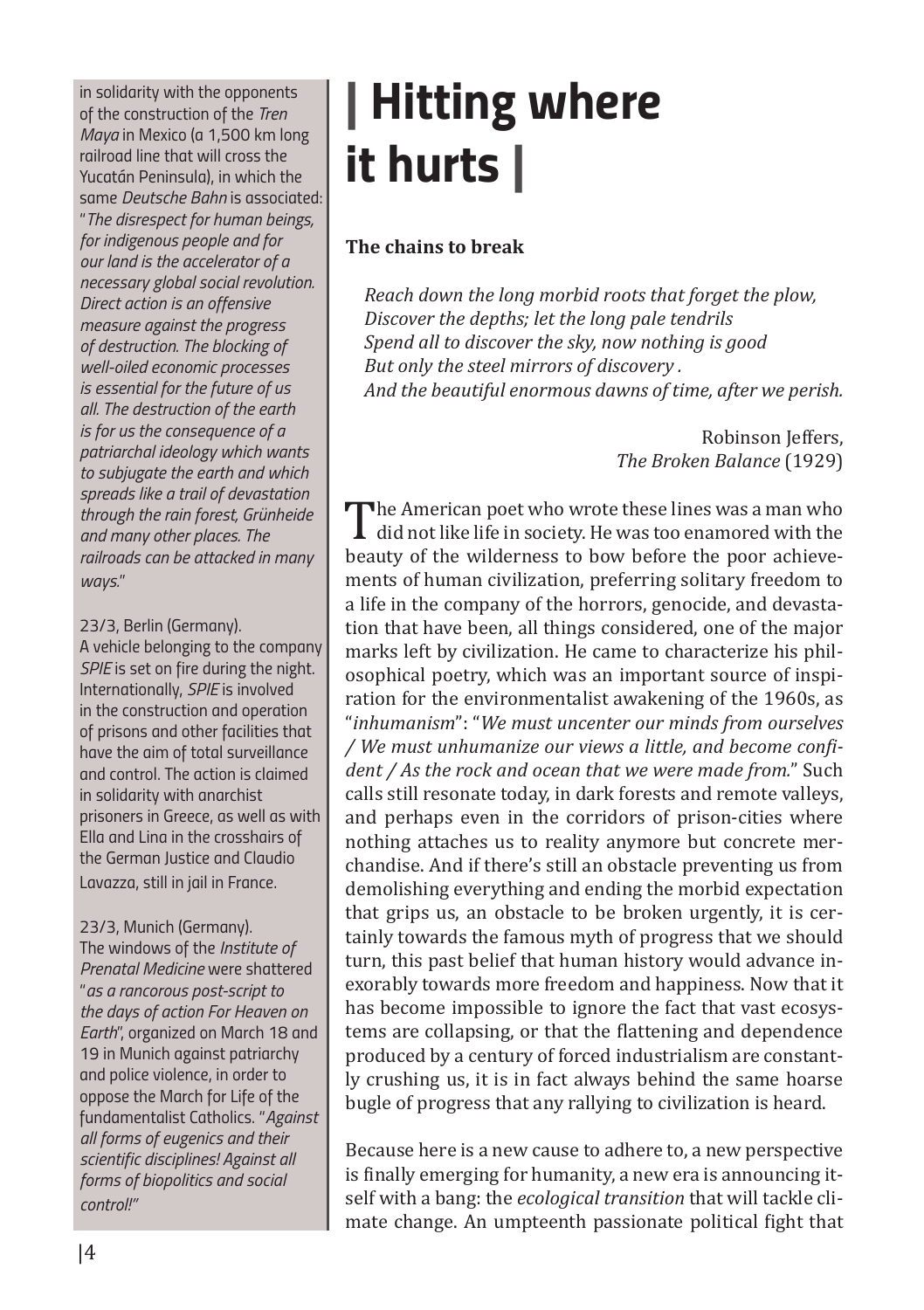in solidarity with the opponents of the construction of the *Tren Maya* in Mexico (a 1,500 km long railroad line that will cross the Yucatán Peninsula), in which the same *Deutsche Bahn* is associated: "*The disrespect for human beings, for indigenous people and for our land is the accelerator of a necessary global social revolution. Direct action is an offensive measure against the progress of destruction. The blocking of well-oiled economic processes is essential for the future of us all. The destruction of the earth is for us the consequence of a patriarchal ideology which wants to subjugate the earth and which spreads like a trail of devastation through the rain forest, Grünheide and many other places. The railroads can be attacked in many ways.*"

23/3, Berlin (Germany).
A vehicle belonging to the company *SPIE* is set on fire during the night. Internationally, *SPIE* is involved in the construction and operation of prisons and other facilities that have the aim of total surveillance and control. The action is claimed in solidarity with anarchist prisoners in Greece, as well as with Ella and Lina in the crosshairs of the German Justice and Claudio Lavazza, still in jail in France.

23/3, Munich (Germany).
The windows of the *Institute of Prenatal Medicine* were shattered "*as a rancorous post-script to the days of action For Heaven on Earth*", organized on March 18 and 19 in Munich against patriarchy and police violence, in order to oppose the March for Life of the fundamentalist Catholics. "*Against all forms of eugenics and their scientific disciplines! Against all forms of biopolitics and social control!*"

# | Hitting where it hurts |

**The chains to break**

> *Reach down the long morbid roots that forget the plow,*
> *Discover the depths; let the long pale tendrils*
> *Spend all to discover the sky, now nothing is good*
> *But only the steel mirrors of discovery .*
> *And the beautiful enormous dawns of time, after we perish.*
>
> Robinson Jeffers,
> *The Broken Balance* (1929)

The American poet who wrote these lines was a man who did not like life in society. He was too enamored with the beauty of the wilderness to bow before the poor achievements of human civilization, preferring solitary freedom to a life in the company of the horrors, genocide, and devastation that have been, all things considered, one of the major marks left by civilization. He came to characterize his philosophical poetry, which was an important source of inspiration for the environmentalist awakening of the 1960s, as "*inhumanism*": "*We must uncenter our minds from ourselves / We must unhumanize our views a little, and become confident / As the rock and ocean that we were made from.*" Such calls still resonate today, in dark forests and remote valleys, and perhaps even in the corridors of prison-cities where nothing attaches us to reality anymore but concrete merchandise. And if there's still an obstacle preventing us from demolishing everything and ending the morbid expectation that grips us, an obstacle to be broken urgently, it is certainly towards the famous myth of progress that we should turn, this past belief that human history would advance inexorably towards more freedom and happiness. Now that it has become impossible to ignore the fact that vast ecosystems are collapsing, or that the flattening and dependence produced by a century of forced industrialism are constantly crushing us, it is in fact always behind the same hoarse bugle of progress that any rallying to civilization is heard.

Because here is a new cause to adhere to, a new perspective is finally emerging for humanity, a new era is announcing itself with a bang: the *ecological transition* that will tackle climate change. An umpteenth passionate political fight that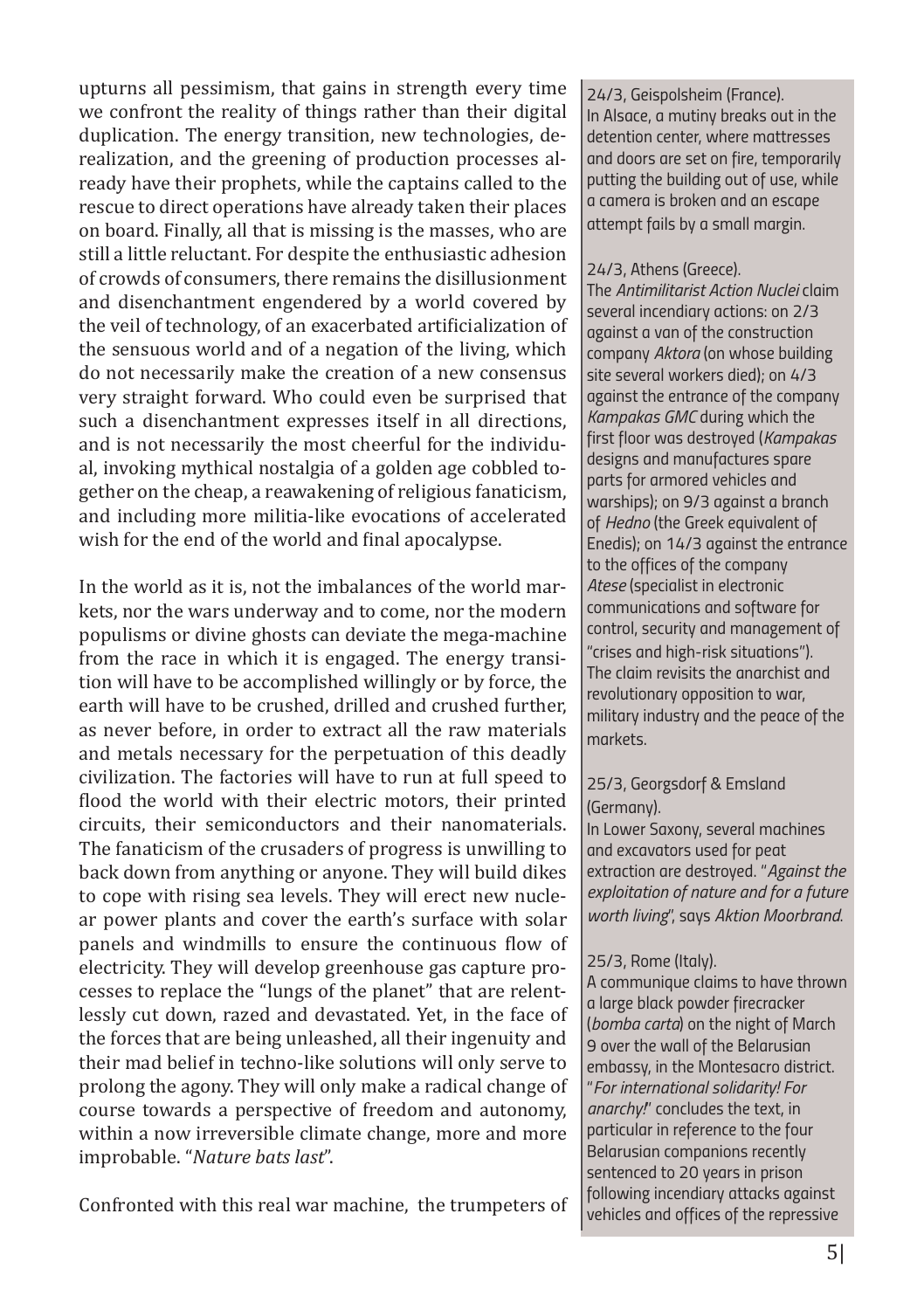upturns all pessimism, that gains in strength every time we confront the reality of things rather than their digital duplication. The energy transition, new technologies, derealization, and the greening of production processes already have their prophets, while the captains called to the rescue to direct operations have already taken their places on board. Finally, all that is missing is the masses, who are still a little reluctant. For despite the enthusiastic adhesion of crowds of consumers, there remains the disillusionment and disenchantment engendered by a world covered by the veil of technology, of an exacerbated artificialization of the sensuous world and of a negation of the living, which do not necessarily make the creation of a new consensus very straight forward. Who could even be surprised that such a disenchantment expresses itself in all directions, and is not necessarily the most cheerful for the individual, invoking mythical nostalgia of a golden age cobbled together on the cheap, a reawakening of religious fanaticism, and including more militia-like evocations of accelerated wish for the end of the world and final apocalypse.

In the world as it is, not the imbalances of the world markets, nor the wars underway and to come, nor the modern populisms or divine ghosts can deviate the mega-machine from the race in which it is engaged. The energy transition will have to be accomplished willingly or by force, the earth will have to be crushed, drilled and crushed further, as never before, in order to extract all the raw materials and metals necessary for the perpetuation of this deadly civilization. The factories will have to run at full speed to flood the world with their electric motors, their printed circuits, their semiconductors and their nanomaterials. The fanaticism of the crusaders of progress is unwilling to back down from anything or anyone. They will build dikes to cope with rising sea levels. They will erect new nuclear power plants and cover the earth's surface with solar panels and windmills to ensure the continuous flow of electricity. They will develop greenhouse gas capture processes to replace the "lungs of the planet" that are relentlessly cut down, razed and devastated. Yet, in the face of the forces that are being unleashed, all their ingenuity and their mad belief in techno-like solutions will only serve to prolong the agony. They will only make a radical change of course towards a perspective of freedom and autonomy, within a now irreversible climate change, more and more improbable. "*Nature bats last*".

Confronted with this real war machine, the trumpeters of

24/3, Geispolsheim (France).
In Alsace, a mutiny breaks out in the detention center, where mattresses and doors are set on fire, temporarily putting the building out of use, while a camera is broken and an escape attempt fails by a small margin.

24/3, Athens (Greece).
The *Antimilitarist Action Nuclei* claim several incendiary actions: on 2/3 against a van of the construction company *Aktora* (on whose building site several workers died); on 4/3 against the entrance of the company *Kampakas GMC* during which the first floor was destroyed (*Kampakas* designs and manufactures spare parts for armored vehicles and warships); on 9/3 against a branch of *Hedno* (the Greek equivalent of Enedis); on 14/3 against the entrance to the offices of the company *Atese* (specialist in electronic communications and software for control, security and management of "crises and high-risk situations"). The claim revisits the anarchist and revolutionary opposition to war, military industry and the peace of the markets.

25/3, Georgsdorf & Emsland (Germany).
In Lower Saxony, several machines and excavators used for peat extraction are destroyed. "*Against the exploitation of nature and for a future worth living*", says *Aktion Moorbrand*.

25/3, Rome (Italy).
A communique claims to have thrown a large black powder firecracker (*bomba carta*) on the night of March 9 over the wall of the Belarusian embassy, in the Montesacro district. "*For international solidarity! For anarchy!*" concludes the text, in particular in reference to the four Belarusian companions recently sentenced to 20 years in prison following incendiary attacks against vehicles and offices of the repressive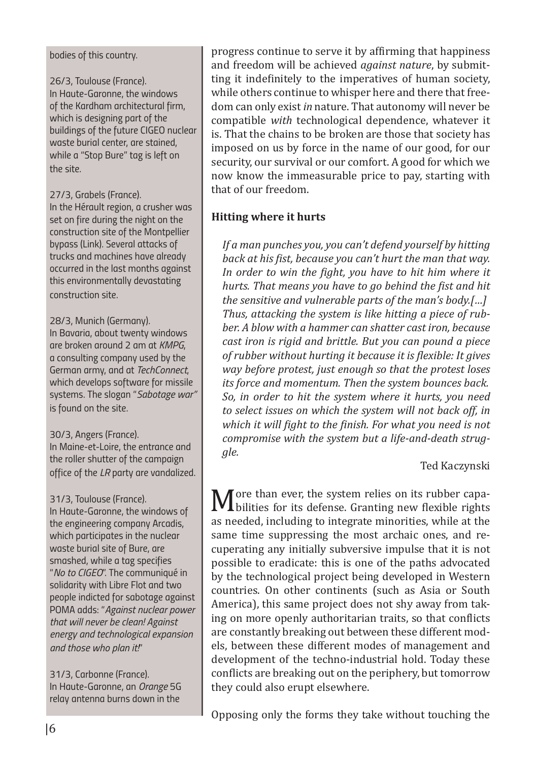bodies of this country.

26/3, Toulouse (France).
In Haute-Garonne, the windows of the Kardham architectural firm, which is designing part of the buildings of the future CIGEO nuclear waste burial center, are stained, while a "Stop Bure" tag is left on the site.

27/3, Grabels (France).
In the Hérault region, a crusher was set on fire during the night on the construction site of the Montpellier bypass (Link). Several attacks of trucks and machines have already occurred in the last months against this environmentally devastating construction site.

28/3, Munich (Germany).
In Bavaria, about twenty windows are broken around 2 am at *KMPG*, a consulting company used by the German army, and at *TechConnect*, which develops software for missile systems. The slogan "*Sabotage war*" is found on the site.

30/3, Angers (France).
In Maine-et-Loire, the entrance and the roller shutter of the campaign office of the *LR* party are vandalized.

31/3, Toulouse (France).
In Haute-Garonne, the windows of the engineering company Arcadis, which participates in the nuclear waste burial site of Bure, are smashed, while a tag specifies "*No to CIGEO*". The communiqué in solidarity with Libre Flot and two people indicted for sabotage against POMA adds: "*Against nuclear power that will never be clean! Against energy and technological expansion and those who plan it!*"

31/3, Carbonne (France).
In Haute-Garonne, an *Orange* 5G relay antenna burns down in the

progress continue to serve it by affirming that happiness and freedom will be achieved *against nature*, by submitting it indefinitely to the imperatives of human society, while others continue to whisper here and there that freedom can only exist *in* nature. That autonomy will never be compatible *with* technological dependence, whatever it is. That the chains to be broken are those that society has imposed on us by force in the name of our good, for our security, our survival or our comfort. A good for which we now know the immeasurable price to pay, starting with that of our freedom.

**Hitting where it hurts**

*If a man punches you, you can't defend yourself by hitting back at his fist, because you can't hurt the man that way. In order to win the fight, you have to hit him where it hurts. That means you have to go behind the fist and hit the sensitive and vulnerable parts of the man's body.[…] Thus, attacking the system is like hitting a piece of rubber. A blow with a hammer can shatter cast iron, because cast iron is rigid and brittle. But you can pound a piece of rubber without hurting it because it is flexible: It gives way before protest, just enough so that the protest loses its force and momentum. Then the system bounces back. So, in order to hit the system where it hurts, you need to select issues on which the system will not back off, in which it will fight to the finish. For what you need is not compromise with the system but a life-and-death struggle.*

Ted Kaczynski

More than ever, the system relies on its rubber capabilities for its defense. Granting new flexible rights as needed, including to integrate minorities, while at the same time suppressing the most archaic ones, and recuperating any initially subversive impulse that it is not possible to eradicate: this is one of the paths advocated by the technological project being developed in Western countries. On other continents (such as Asia or South America), this same project does not shy away from taking on more openly authoritarian traits, so that conflicts are constantly breaking out between these different models, between these different modes of management and development of the techno-industrial hold. Today these conflicts are breaking out on the periphery, but tomorrow they could also erupt elsewhere.

Opposing only the forms they take without touching the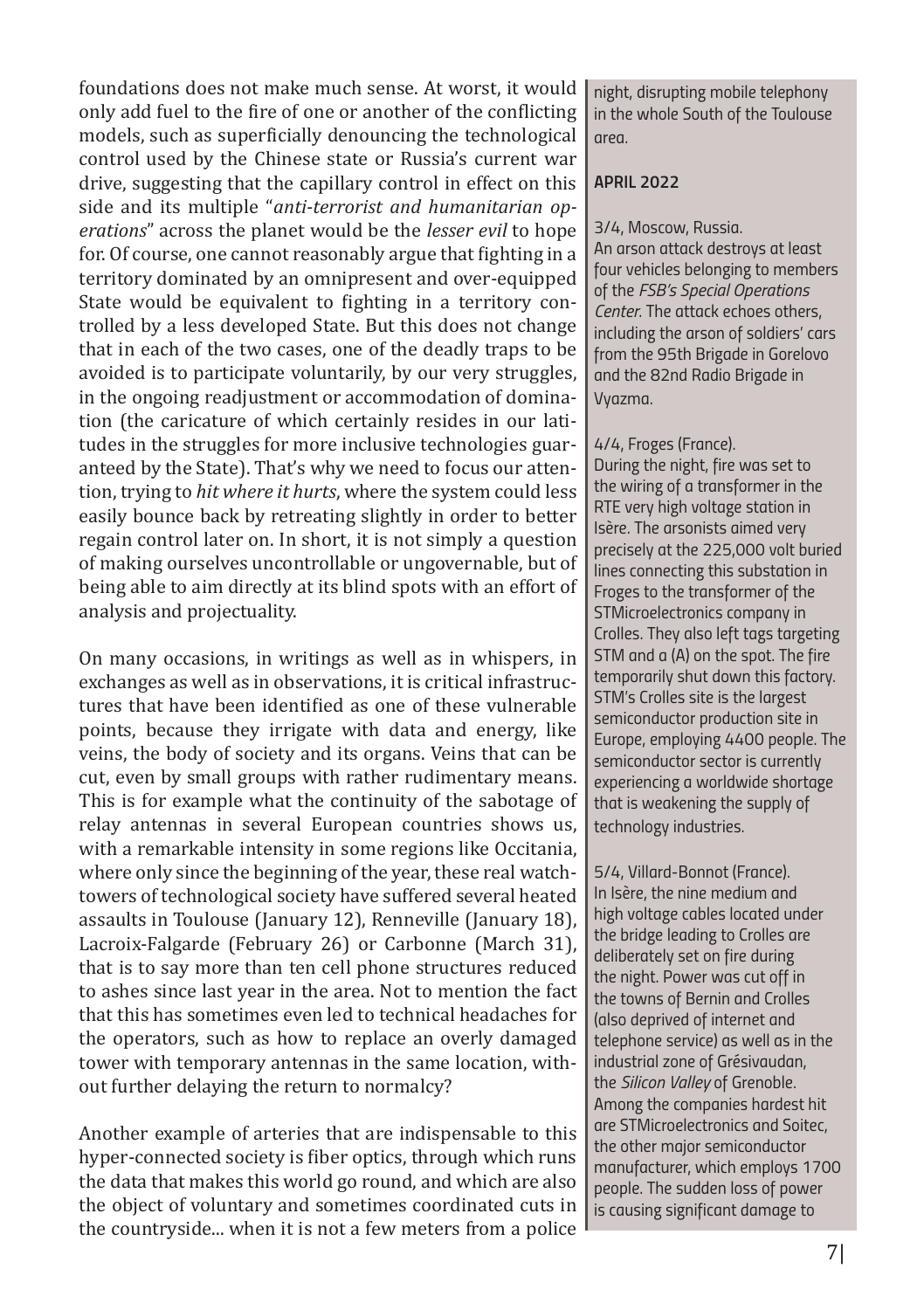foundations does not make much sense. At worst, it would only add fuel to the fire of one or another of the conflicting models, such as superficially denouncing the technological control used by the Chinese state or Russia's current war drive, suggesting that the capillary control in effect on this side and its multiple "*anti-terrorist and humanitarian operations*" across the planet would be the *lesser evil* to hope for. Of course, one cannot reasonably argue that fighting in a territory dominated by an omnipresent and over-equipped State would be equivalent to fighting in a territory controlled by a less developed State. But this does not change that in each of the two cases, one of the deadly traps to be avoided is to participate voluntarily, by our very struggles, in the ongoing readjustment or accommodation of domination (the caricature of which certainly resides in our latitudes in the struggles for more inclusive technologies guaranteed by the State). That's why we need to focus our attention, trying to *hit where it hurts*, where the system could less easily bounce back by retreating slightly in order to better regain control later on. In short, it is not simply a question of making ourselves uncontrollable or ungovernable, but of being able to aim directly at its blind spots with an effort of analysis and projectuality.

On many occasions, in writings as well as in whispers, in exchanges as well as in observations, it is critical infrastructures that have been identified as one of these vulnerable points, because they irrigate with data and energy, like veins, the body of society and its organs. Veins that can be cut, even by small groups with rather rudimentary means. This is for example what the continuity of the sabotage of relay antennas in several European countries shows us, with a remarkable intensity in some regions like Occitania, where only since the beginning of the year, these real watchtowers of technological society have suffered several heated assaults in Toulouse (January 12), Renneville (January 18), Lacroix-Falgarde (February 26) or Carbonne (March 31), that is to say more than ten cell phone structures reduced to ashes since last year in the area. Not to mention the fact that this has sometimes even led to technical headaches for the operators, such as how to replace an overly damaged tower with temporary antennas in the same location, without further delaying the return to normalcy?

Another example of arteries that are indispensable to this hyper-connected society is fiber optics, through which runs the data that makes this world go round, and which are also the object of voluntary and sometimes coordinated cuts in the countryside... when it is not a few meters from a police

night, disrupting mobile telephony in the whole South of the Toulouse area.

**APRIL 2022**

3/4, Moscow, Russia.
An arson attack destroys at least four vehicles belonging to members of the *FSB's Special Operations Center*. The attack echoes others, including the arson of soldiers' cars from the 95th Brigade in Gorelovo and the 82nd Radio Brigade in Vyazma.

4/4, Froges (France).
During the night, fire was set to the wiring of a transformer in the RTE very high voltage station in Isère. The arsonists aimed very precisely at the 225,000 volt buried lines connecting this substation in Froges to the transformer of the STMicroelectronics company in Crolles. They also left tags targeting STM and a (A) on the spot. The fire temporarily shut down this factory. STM's Crolles site is the largest semiconductor production site in Europe, employing 4400 people. The semiconductor sector is currently experiencing a worldwide shortage that is weakening the supply of technology industries.

5/4, Villard-Bonnot (France).
In Isère, the nine medium and high voltage cables located under the bridge leading to Crolles are deliberately set on fire during the night. Power was cut off in the towns of Bernin and Crolles (also deprived of internet and telephone service) as well as in the industrial zone of Grésivaudan, the *Silicon Valley* of Grenoble. Among the companies hardest hit are STMicroelectronics and Soitec, the other major semiconductor manufacturer, which employs 1700 people. The sudden loss of power is causing significant damage to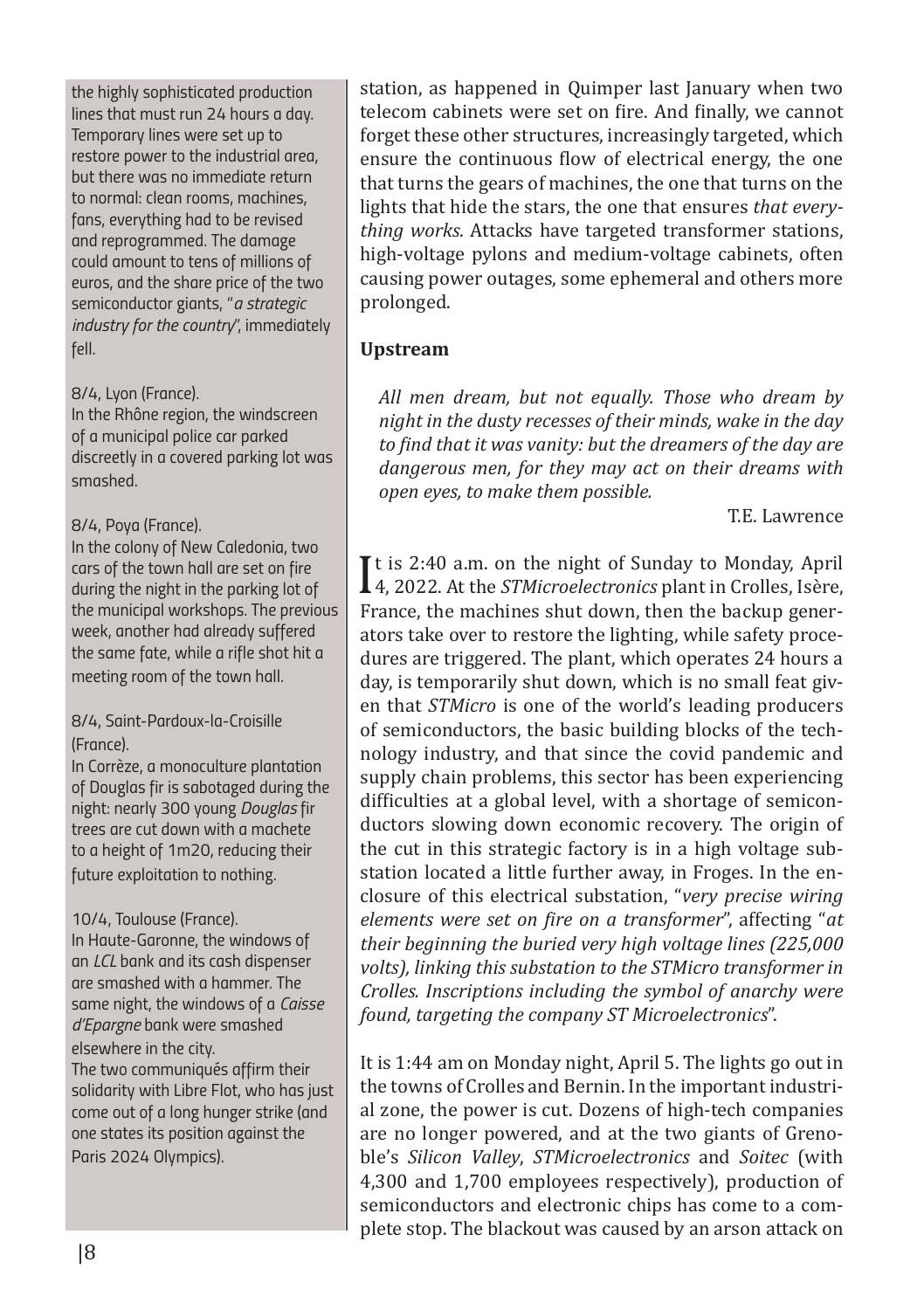the highly sophisticated production lines that must run 24 hours a day. Temporary lines were set up to restore power to the industrial area, but there was no immediate return to normal: clean rooms, machines, fans, everything had to be revised and reprogrammed. The damage could amount to tens of millions of euros, and the share price of the two semiconductor giants, "*a strategic industry for the country*", immediately fell.

8/4, Lyon (France).
In the Rhône region, the windscreen of a municipal police car parked discreetly in a covered parking lot was smashed.

8/4, Poya (France).
In the colony of New Caledonia, two cars of the town hall are set on fire during the night in the parking lot of the municipal workshops. The previous week, another had already suffered the same fate, while a rifle shot hit a meeting room of the town hall.

8/4, Saint-Pardoux-la-Croisille (France).
In Corrèze, a monoculture plantation of Douglas fir is sabotaged during the night: nearly 300 young *Douglas* fir trees are cut down with a machete to a height of 1m20, reducing their future exploitation to nothing.

10/4, Toulouse (France).
In Haute-Garonne, the windows of an *LCL* bank and its cash dispenser are smashed with a hammer. The same night, the windows of a *Caisse d'Epargne* bank were smashed elsewhere in the city.
The two communiqués affirm their solidarity with Libre Flot, who has just come out of a long hunger strike (and one states its position against the Paris 2024 Olympics).

station, as happened in Quimper last January when two telecom cabinets were set on fire. And finally, we cannot forget these other structures, increasingly targeted, which ensure the continuous flow of electrical energy, the one that turns the gears of machines, the one that turns on the lights that hide the stars, the one that ensures *that everything works*. Attacks have targeted transformer stations, high-voltage pylons and medium-voltage cabinets, often causing power outages, some ephemeral and others more prolonged.

**Upstream**

> *All men dream, but not equally. Those who dream by night in the dusty recesses of their minds, wake in the day to find that it was vanity: but the dreamers of the day are dangerous men, for they may act on their dreams with open eyes, to make them possible.*
>
> T.E. Lawrence

It is 2:40 a.m. on the night of Sunday to Monday, April 4, 2022. At the *STMicroelectronics* plant in Crolles, Isère, France, the machines shut down, then the backup generators take over to restore the lighting, while safety procedures are triggered. The plant, which operates 24 hours a day, is temporarily shut down, which is no small feat given that *STMicro* is one of the world's leading producers of semiconductors, the basic building blocks of the technology industry, and that since the covid pandemic and supply chain problems, this sector has been experiencing difficulties at a global level, with a shortage of semiconductors slowing down economic recovery. The origin of the cut in this strategic factory is in a high voltage substation located a little further away, in Froges. In the enclosure of this electrical substation, "*very precise wiring elements were set on fire on a transformer*", affecting "*at their beginning the buried very high voltage lines (225,000 volts), linking this substation to the STMicro transformer in Crolles. Inscriptions including the symbol of anarchy were found, targeting the company ST Microelectronics*".

It is 1:44 am on Monday night, April 5. The lights go out in the towns of Crolles and Bernin. In the important industrial zone, the power is cut. Dozens of high-tech companies are no longer powered, and at the two giants of Grenoble's *Silicon Valley*, *STMicroelectronics* and *Soitec* (with 4,300 and 1,700 employees respectively), production of semiconductors and electronic chips has come to a complete stop. The blackout was caused by an arson attack on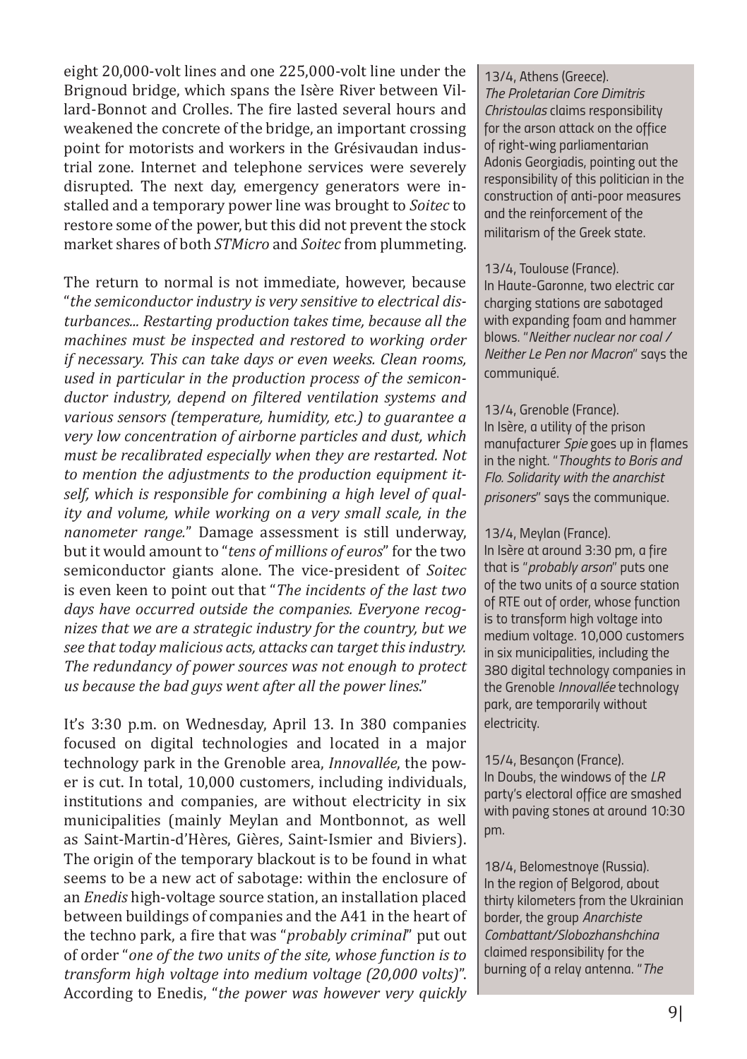eight 20,000-volt lines and one 225,000-volt line under the Brignoud bridge, which spans the Isère River between Villard-Bonnot and Crolles. The fire lasted several hours and weakened the concrete of the bridge, an important crossing point for motorists and workers in the Grésivaudan industrial zone. Internet and telephone services were severely disrupted. The next day, emergency generators were installed and a temporary power line was brought to *Soitec* to restore some of the power, but this did not prevent the stock market shares of both *STMicro* and *Soitec* from plummeting.

The return to normal is not immediate, however, because "*the semiconductor industry is very sensitive to electrical disturbances... Restarting production takes time, because all the machines must be inspected and restored to working order if necessary. This can take days or even weeks. Clean rooms, used in particular in the production process of the semiconductor industry, depend on filtered ventilation systems and various sensors (temperature, humidity, etc.) to guarantee a very low concentration of airborne particles and dust, which must be recalibrated especially when they are restarted. Not to mention the adjustments to the production equipment itself, which is responsible for combining a high level of quality and volume, while working on a very small scale, in the nanometer range.*" Damage assessment is still underway, but it would amount to "*tens of millions of euros*" for the two semiconductor giants alone. The vice-president of *Soitec* is even keen to point out that "*The incidents of the last two days have occurred outside the companies. Everyone recognizes that we are a strategic industry for the country, but we see that today malicious acts, attacks can target this industry. The redundancy of power sources was not enough to protect us because the bad guys went after all the power lines*."

It's 3:30 p.m. on Wednesday, April 13. In 380 companies focused on digital technologies and located in a major technology park in the Grenoble area, *Innovallée*, the power is cut. In total, 10,000 customers, including individuals, institutions and companies, are without electricity in six municipalities (mainly Meylan and Montbonnot, as well as Saint-Martin-d'Hères, Gières, Saint-Ismier and Biviers). The origin of the temporary blackout is to be found in what seems to be a new act of sabotage: within the enclosure of an *Enedis* high-voltage source station, an installation placed between buildings of companies and the A41 in the heart of the techno park, a fire that was "*probably criminal*" put out of order "*one of the two units of the site, whose function is to transform high voltage into medium voltage (20,000 volts)*". According to Enedis, "*the power was however very quickly*

13/4, Athens (Greece).
*The Proletarian Core Dimitris Christoulas* claims responsibility for the arson attack on the office of right-wing parliamentarian Adonis Georgiadis, pointing out the responsibility of this politician in the construction of anti-poor measures and the reinforcement of the militarism of the Greek state.

13/4, Toulouse (France).
In Haute-Garonne, two electric car charging stations are sabotaged with expanding foam and hammer blows. "*Neither nuclear nor coal / Neither Le Pen nor Macron*" says the communiqué.

13/4, Grenoble (France).
In Isère, a utility of the prison manufacturer *Spie* goes up in flames in the night. "*Thoughts to Boris and Flo. Solidarity with the anarchist prisoners*" says the communique.

13/4, Meylan (France).
In Isère at around 3:30 pm, a fire that is "*probably arson*" puts one of the two units of a source station of RTE out of order, whose function is to transform high voltage into medium voltage. 10,000 customers in six municipalities, including the 380 digital technology companies in the Grenoble *Innovallée* technology park, are temporarily without electricity.

15/4, Besançon (France).
In Doubs, the windows of the *LR* party's electoral office are smashed with paving stones at around 10:30 pm.

18/4, Belomestnoye (Russia).
In the region of Belgorod, about thirty kilometers from the Ukrainian border, the group *Anarchiste Combattant/Slobozhanshchina* claimed responsibility for the burning of a relay antenna. "*The*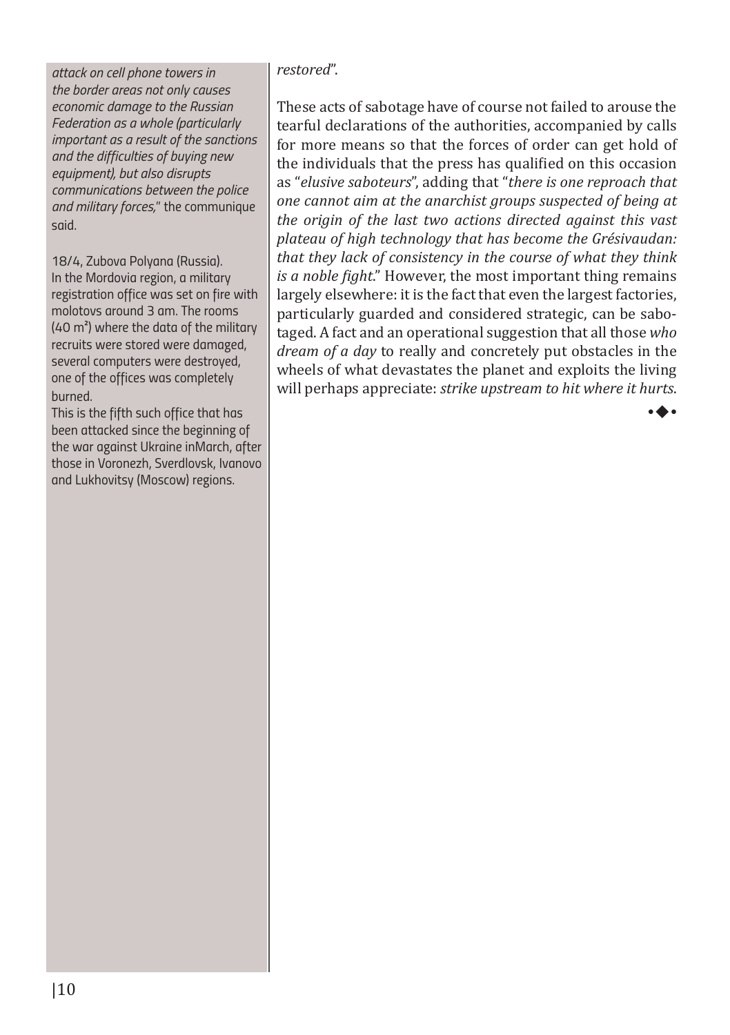*attack on cell phone towers in the border areas not only causes economic damage to the Russian Federation as a whole (particularly important as a result of the sanctions and the difficulties of buying new equipment), but also disrupts communications between the police and military forces,*" the communique said.

18/4, Zubova Polyana (Russia). In the Mordovia region, a military registration office was set on fire with molotovs around 3 am. The rooms (40 m²) where the data of the military recruits were stored were damaged, several computers were destroyed, one of the offices was completely burned.
This is the fifth such office that has been attacked since the beginning of the war against Ukraine inMarch, after those in Voronezh, Sverdlovsk, Ivanovo and Lukhovitsy (Moscow) regions.

*restored*".

These acts of sabotage have of course not failed to arouse the tearful declarations of the authorities, accompanied by calls for more means so that the forces of order can get hold of the individuals that the press has qualified on this occasion as "*elusive saboteurs*", adding that "*there is one reproach that one cannot aim at the anarchist groups suspected of being at the origin of the last two actions directed against this vast plateau of high technology that has become the Grésivaudan: that they lack of consistency in the course of what they think is a noble fight*." However, the most important thing remains largely elsewhere: it is the fact that even the largest factories, particularly guarded and considered strategic, can be sabotaged. A fact and an operational suggestion that all those *who dream of a day* to really and concretely put obstacles in the wheels of what devastates the planet and exploits the living will perhaps appreciate: *strike upstream to hit where it hurts*.

•◆•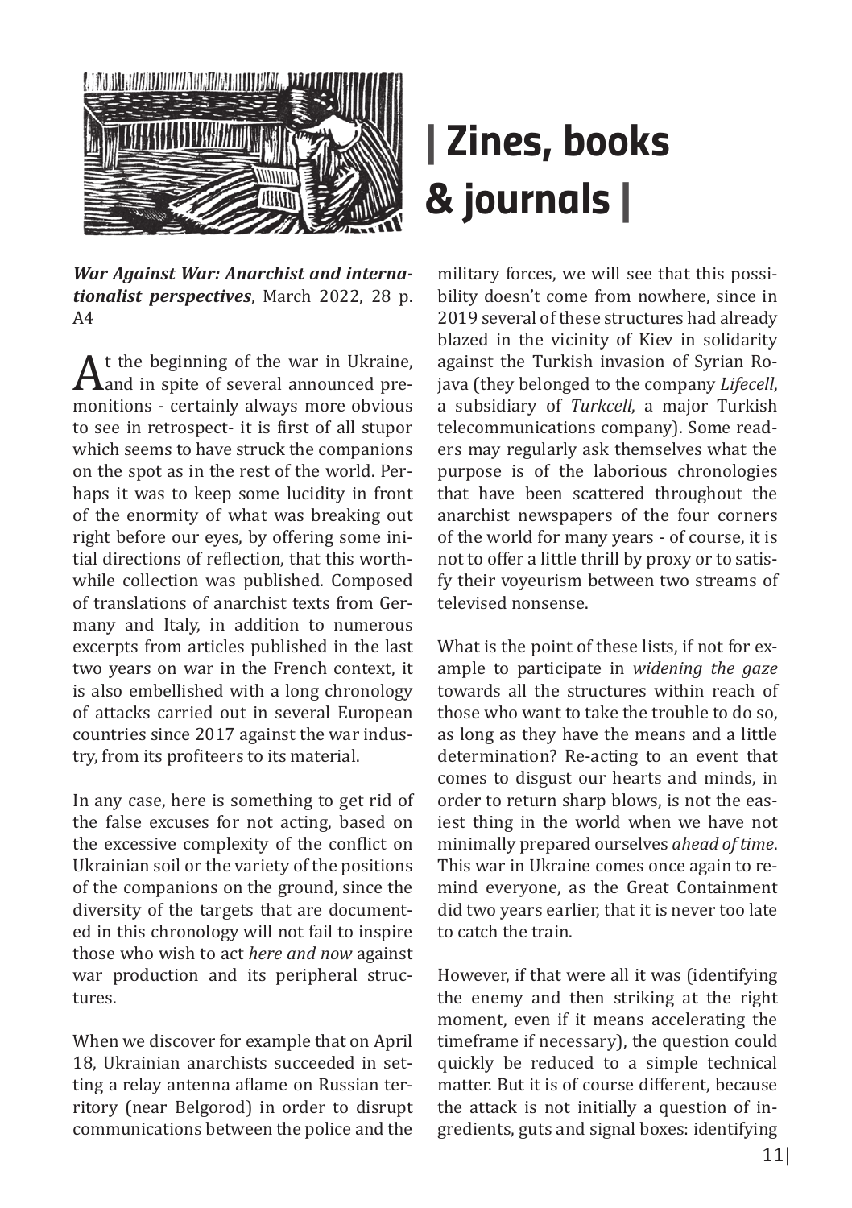# | Zines, books & journals |

***War Against War: Anarchist and internationalist perspectives***, March 2022, 28 p. A4

At the beginning of the war in Ukraine, and in spite of several announced premonitions - certainly always more obvious to see in retrospect- it is first of all stupor which seems to have struck the companions on the spot as in the rest of the world. Perhaps it was to keep some lucidity in front of the enormity of what was breaking out right before our eyes, by offering some initial directions of reflection, that this worthwhile collection was published. Composed of translations of anarchist texts from Germany and Italy, in addition to numerous excerpts from articles published in the last two years on war in the French context, it is also embellished with a long chronology of attacks carried out in several European countries since 2017 against the war industry, from its profiteers to its material.

In any case, here is something to get rid of the false excuses for not acting, based on the excessive complexity of the conflict on Ukrainian soil or the variety of the positions of the companions on the ground, since the diversity of the targets that are documented in this chronology will not fail to inspire those who wish to act *here and now* against war production and its peripheral structures.

When we discover for example that on April 18, Ukrainian anarchists succeeded in setting a relay antenna aflame on Russian territory (near Belgorod) in order to disrupt communications between the police and the military forces, we will see that this possibility doesn't come from nowhere, since in 2019 several of these structures had already blazed in the vicinity of Kiev in solidarity against the Turkish invasion of Syrian Rojava (they belonged to the company *Lifecell*, a subsidiary of *Turkcell*, a major Turkish telecommunications company). Some readers may regularly ask themselves what the purpose is of the laborious chronologies that have been scattered throughout the anarchist newspapers of the four corners of the world for many years - of course, it is not to offer a little thrill by proxy or to satisfy their voyeurism between two streams of televised nonsense.

What is the point of these lists, if not for example to participate in *widening the gaze* towards all the structures within reach of those who want to take the trouble to do so, as long as they have the means and a little determination? Re-acting to an event that comes to disgust our hearts and minds, in order to return sharp blows, is not the easiest thing in the world when we have not minimally prepared ourselves *ahead of time*. This war in Ukraine comes once again to remind everyone, as the Great Containment did two years earlier, that it is never too late to catch the train.

However, if that were all it was (identifying the enemy and then striking at the right moment, even if it means accelerating the timeframe if necessary), the question could quickly be reduced to a simple technical matter. But it is of course different, because the attack is not initially a question of ingredients, guts and signal boxes: identifying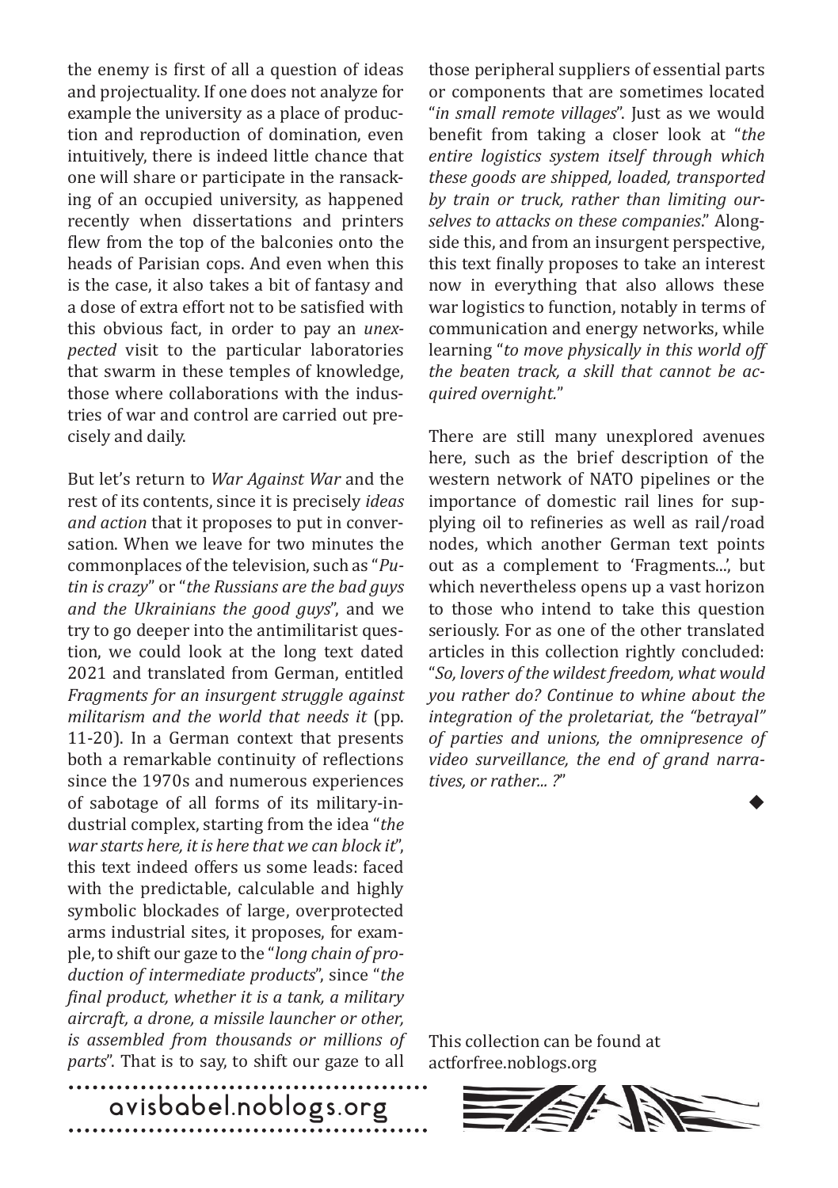the enemy is first of all a question of ideas and projectuality. If one does not analyze for example the university as a place of production and reproduction of domination, even intuitively, there is indeed little chance that one will share or participate in the ransacking of an occupied university, as happened recently when dissertations and printers flew from the top of the balconies onto the heads of Parisian cops. And even when this is the case, it also takes a bit of fantasy and a dose of extra effort not to be satisfied with this obvious fact, in order to pay an *unexpected* visit to the particular laboratories that swarm in these temples of knowledge, those where collaborations with the industries of war and control are carried out precisely and daily.

But let's return to *War Against War* and the rest of its contents, since it is precisely *ideas and action* that it proposes to put in conversation. When we leave for two minutes the commonplaces of the television, such as "*Putin is crazy*" or "*the Russians are the bad guys and the Ukrainians the good guys*", and we try to go deeper into the antimilitarist question, we could look at the long text dated 2021 and translated from German, entitled *Fragments for an insurgent struggle against militarism and the world that needs it* (pp. 11-20). In a German context that presents both a remarkable continuity of reflections since the 1970s and numerous experiences of sabotage of all forms of its military-industrial complex, starting from the idea "*the war starts here, it is here that we can block it*", this text indeed offers us some leads: faced with the predictable, calculable and highly symbolic blockades of large, overprotected arms industrial sites, it proposes, for example, to shift our gaze to the "*long chain of production of intermediate products*", since "*the final product, whether it is a tank, a military aircraft, a drone, a missile launcher or other, is assembled from thousands or millions of parts*". That is to say, to shift our gaze to all those peripheral suppliers of essential parts or components that are sometimes located "*in small remote villages*". Just as we would benefit from taking a closer look at "*the entire logistics system itself through which these goods are shipped, loaded, transported by train or truck, rather than limiting ourselves to attacks on these companies*." Alongside this, and from an insurgent perspective, this text finally proposes to take an interest now in everything that also allows these war logistics to function, notably in terms of communication and energy networks, while learning "*to move physically in this world off the beaten track, a skill that cannot be acquired overnight.*"

There are still many unexplored avenues here, such as the brief description of the western network of NATO pipelines or the importance of domestic rail lines for supplying oil to refineries as well as rail/road nodes, which another German text points out as a complement to 'Fragments...', but which nevertheless opens up a vast horizon to those who intend to take this question seriously. For as one of the other translated articles in this collection rightly concluded: "*So, lovers of the wildest freedom, what would you rather do? Continue to whine about the integration of the proletariat, the "betrayal" of parties and unions, the omnipresence of video surveillance, the end of grand narratives, or rather... ?*"

◆

This collection can be found at actforfree.noblogs.org

avisbabel.noblogs.org